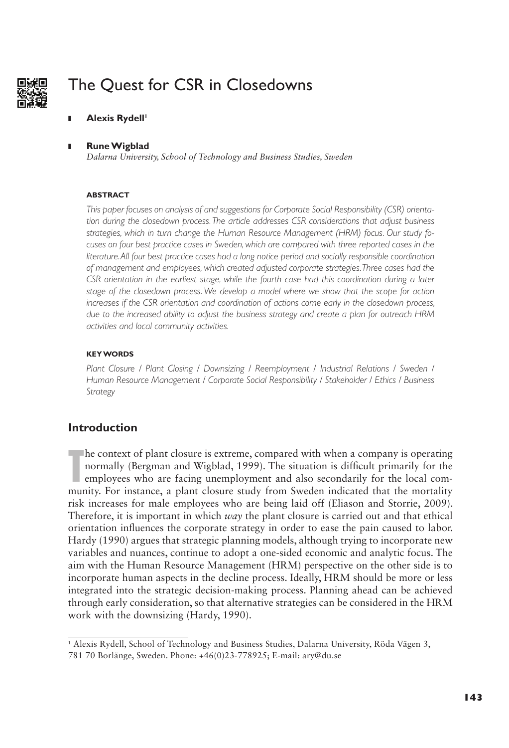# The Quest for CSR in Closedowns

**Alexis Rydell**[1]

**Rune Wigblad**
*Dalarna University, School of Technology and Business Studies, Sweden*

#### ABSTRACT

*This paper focuses on analysis of and suggestions for Corporate Social Responsibility (CSR) orientation during the closedown process. The article addresses CSR considerations that adjust business strategies, which in turn change the Human Resource Management (HRM) focus. Our study focuses on four best practice cases in Sweden, which are compared with three reported cases in the literature. All four best practice cases had a long notice period and socially responsible coordination of management and employees, which created adjusted corporate strategies. Three cases had the CSR orientation in the earliest stage, while the fourth case had this coordination during a later stage of the closedown process. We develop a model where we show that the scope for action increases if the CSR orientation and coordination of actions come early in the closedown process, due to the increased ability to adjust the business strategy and create a plan for outreach HRM activities and local community activities.*

#### KEY WORDS

*Plant Closure / Plant Closing / Downsizing / Reemployment / Industrial Relations / Sweden / Human Resource Management / Corporate Social Responsibility / Stakeholder / Ethics / Business Strategy*

## Introduction

The context of plant closure is extreme, compared with when a company is operating normally (Bergman and Wigblad, 1999). The situation is difficult primarily for the employees who are facing unemployment and also secondarily for the local community. For instance, a plant closure study from Sweden indicated that the mortality risk increases for male employees who are being laid off (Eliason and Storrie, 2009). Therefore, it is important in which *way* the plant closure is carried out and that ethical orientation influences the corporate strategy in order to ease the pain caused to labor. Hardy (1990) argues that strategic planning models, although trying to incorporate new variables and nuances, continue to adopt a one-sided economic and analytic focus. The aim with the Human Resource Management (HRM) perspective on the other side is to incorporate human aspects in the decline process. Ideally, HRM should be more or less integrated into the strategic decision-making process. Planning ahead can be achieved through early consideration, so that alternative strategies can be considered in the HRM work with the downsizing (Hardy, 1990).

---

[1] Alexis Rydell, School of Technology and Business Studies, Dalarna University, Röda Vägen 3, 781 70 Borlänge, Sweden. Phone: +46(0)23-778925; E-mail: ary@du.se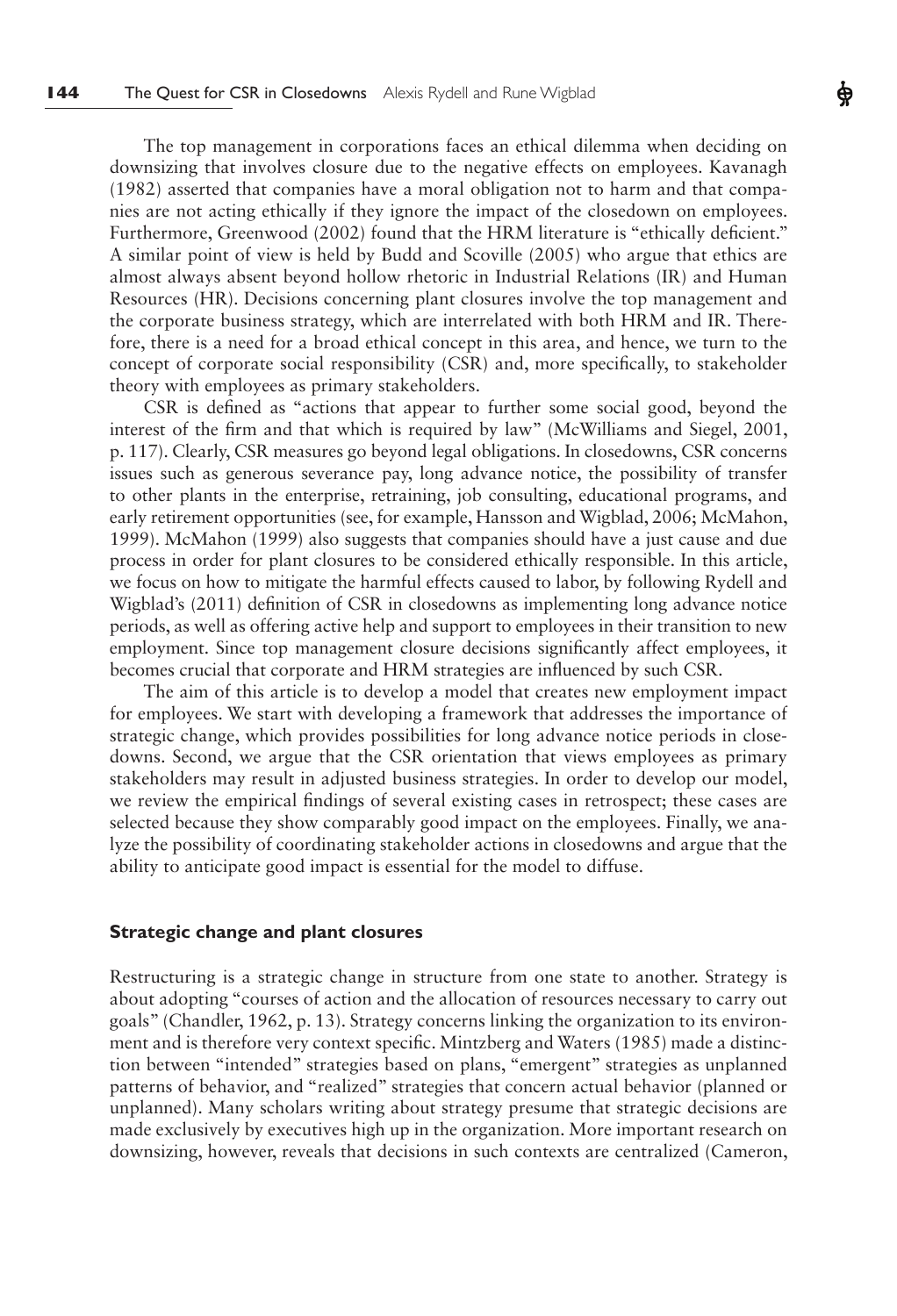The top management in corporations faces an ethical dilemma when deciding on downsizing that involves closure due to the negative effects on employees. Kavanagh (1982) asserted that companies have a moral obligation not to harm and that companies are not acting ethically if they ignore the impact of the closedown on employees. Furthermore, Greenwood (2002) found that the HRM literature is "ethically deficient." A similar point of view is held by Budd and Scoville (2005) who argue that ethics are almost always absent beyond hollow rhetoric in Industrial Relations (IR) and Human Resources (HR). Decisions concerning plant closures involve the top management and the corporate business strategy, which are interrelated with both HRM and IR. Therefore, there is a need for a broad ethical concept in this area, and hence, we turn to the concept of corporate social responsibility (CSR) and, more specifically, to stakeholder theory with employees as primary stakeholders.

CSR is defined as "actions that appear to further some social good, beyond the interest of the firm and that which is required by law" (McWilliams and Siegel, 2001, p. 117). Clearly, CSR measures go beyond legal obligations. In closedowns, CSR concerns issues such as generous severance pay, long advance notice, the possibility of transfer to other plants in the enterprise, retraining, job consulting, educational programs, and early retirement opportunities (see, for example, Hansson and Wigblad, 2006; McMahon, 1999). McMahon (1999) also suggests that companies should have a just cause and due process in order for plant closures to be considered ethically responsible. In this article, we focus on how to mitigate the harmful effects caused to labor, by following Rydell and Wigblad's (2011) definition of CSR in closedowns as implementing long advance notice periods, as well as offering active help and support to employees in their transition to new employment. Since top management closure decisions significantly affect employees, it becomes crucial that corporate and HRM strategies are influenced by such CSR.

The aim of this article is to develop a model that creates new employment impact for employees. We start with developing a framework that addresses the importance of strategic change, which provides possibilities for long advance notice periods in closedowns. Second, we argue that the CSR orientation that views employees as primary stakeholders may result in adjusted business strategies. In order to develop our model, we review the empirical findings of several existing cases in retrospect; these cases are selected because they show comparably good impact on the employees. Finally, we analyze the possibility of coordinating stakeholder actions in closedowns and argue that the ability to anticipate good impact is essential for the model to diffuse.

## Strategic change and plant closures

Restructuring is a strategic change in structure from one state to another. Strategy is about adopting "courses of action and the allocation of resources necessary to carry out goals" (Chandler, 1962, p. 13). Strategy concerns linking the organization to its environment and is therefore very context specific. Mintzberg and Waters (1985) made a distinction between "intended" strategies based on plans, "emergent" strategies as unplanned patterns of behavior, and "realized" strategies that concern actual behavior (planned or unplanned). Many scholars writing about strategy presume that strategic decisions are made exclusively by executives high up in the organization. More important research on downsizing, however, reveals that decisions in such contexts are centralized (Cameron,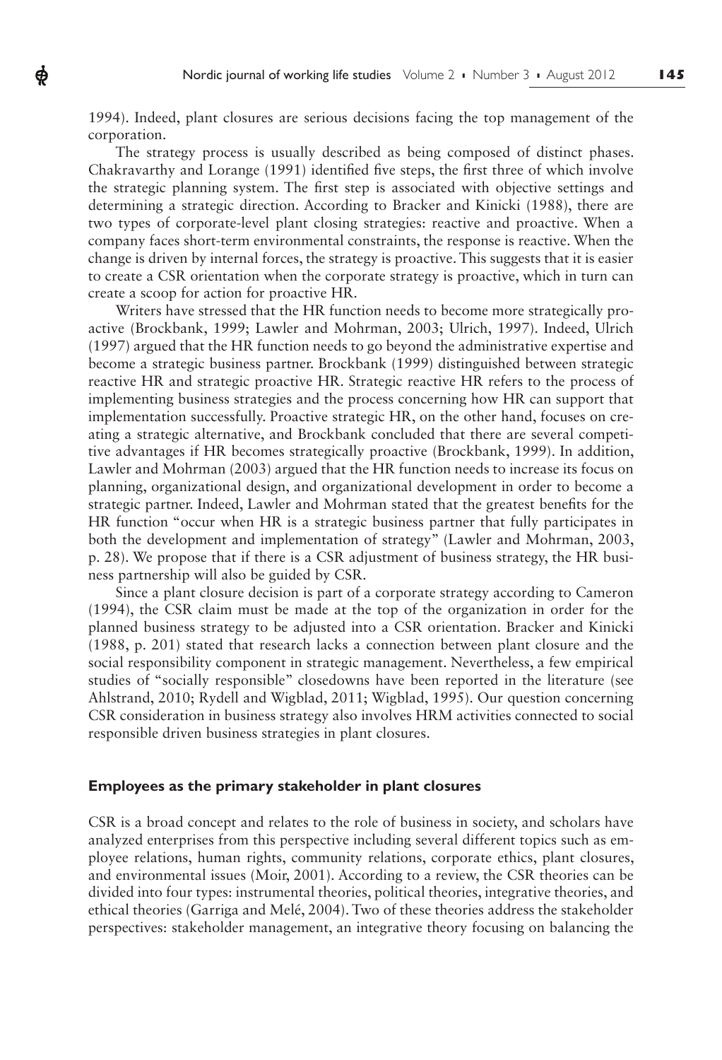1994). Indeed, plant closures are serious decisions facing the top management of the corporation.

The strategy process is usually described as being composed of distinct phases. Chakravarthy and Lorange (1991) identified five steps, the first three of which involve the strategic planning system. The first step is associated with objective settings and determining a strategic direction. According to Bracker and Kinicki (1988), there are two types of corporate-level plant closing strategies: reactive and proactive. When a company faces short-term environmental constraints, the response is reactive. When the change is driven by internal forces, the strategy is proactive. This suggests that it is easier to create a CSR orientation when the corporate strategy is proactive, which in turn can create a scoop for action for proactive HR.

Writers have stressed that the HR function needs to become more strategically proactive (Brockbank, 1999; Lawler and Mohrman, 2003; Ulrich, 1997). Indeed, Ulrich (1997) argued that the HR function needs to go beyond the administrative expertise and become a strategic business partner. Brockbank (1999) distinguished between strategic reactive HR and strategic proactive HR. Strategic reactive HR refers to the process of implementing business strategies and the process concerning how HR can support that implementation successfully. Proactive strategic HR, on the other hand, focuses on creating a strategic alternative, and Brockbank concluded that there are several competitive advantages if HR becomes strategically proactive (Brockbank, 1999). In addition, Lawler and Mohrman (2003) argued that the HR function needs to increase its focus on planning, organizational design, and organizational development in order to become a strategic partner. Indeed, Lawler and Mohrman stated that the greatest benefits for the HR function "occur when HR is a strategic business partner that fully participates in both the development and implementation of strategy" (Lawler and Mohrman, 2003, p. 28). We propose that if there is a CSR adjustment of business strategy, the HR business partnership will also be guided by CSR.

Since a plant closure decision is part of a corporate strategy according to Cameron (1994), the CSR claim must be made at the top of the organization in order for the planned business strategy to be adjusted into a CSR orientation. Bracker and Kinicki (1988, p. 201) stated that research lacks a connection between plant closure and the social responsibility component in strategic management. Nevertheless, a few empirical studies of "socially responsible" closedowns have been reported in the literature (see Ahlstrand, 2010; Rydell and Wigblad, 2011; Wigblad, 1995). Our question concerning CSR consideration in business strategy also involves HRM activities connected to social responsible driven business strategies in plant closures.

### Employees as the primary stakeholder in plant closures

CSR is a broad concept and relates to the role of business in society, and scholars have analyzed enterprises from this perspective including several different topics such as employee relations, human rights, community relations, corporate ethics, plant closures, and environmental issues (Moir, 2001). According to a review, the CSR theories can be divided into four types: instrumental theories, political theories, integrative theories, and ethical theories (Garriga and Melé, 2004). Two of these theories address the stakeholder perspectives: stakeholder management, an integrative theory focusing on balancing the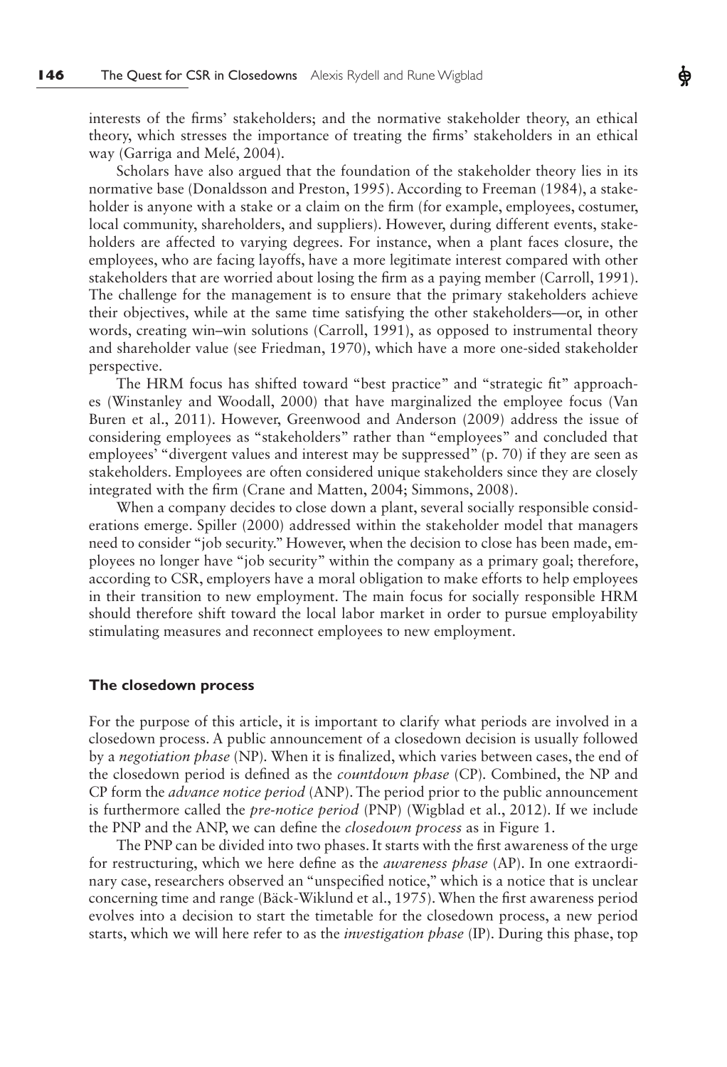interests of the firms' stakeholders; and the normative stakeholder theory, an ethical theory, which stresses the importance of treating the firms' stakeholders in an ethical way (Garriga and Melé, 2004).

Scholars have also argued that the foundation of the stakeholder theory lies in its normative base (Donaldsson and Preston, 1995). According to Freeman (1984), a stakeholder is anyone with a stake or a claim on the firm (for example, employees, costumer, local community, shareholders, and suppliers). However, during different events, stakeholders are affected to varying degrees. For instance, when a plant faces closure, the employees, who are facing layoffs, have a more legitimate interest compared with other stakeholders that are worried about losing the firm as a paying member (Carroll, 1991). The challenge for the management is to ensure that the primary stakeholders achieve their objectives, while at the same time satisfying the other stakeholders—or, in other words, creating win–win solutions (Carroll, 1991), as opposed to instrumental theory and shareholder value (see Friedman, 1970), which have a more one-sided stakeholder perspective.

The HRM focus has shifted toward "best practice" and "strategic fit" approaches (Winstanley and Woodall, 2000) that have marginalized the employee focus (Van Buren et al., 2011). However, Greenwood and Anderson (2009) address the issue of considering employees as "stakeholders" rather than "employees" and concluded that employees' "divergent values and interest may be suppressed" (p. 70) if they are seen as stakeholders. Employees are often considered unique stakeholders since they are closely integrated with the firm (Crane and Matten, 2004; Simmons, 2008).

When a company decides to close down a plant, several socially responsible considerations emerge. Spiller (2000) addressed within the stakeholder model that managers need to consider "job security." However, when the decision to close has been made, employees no longer have "job security" within the company as a primary goal; therefore, according to CSR, employers have a moral obligation to make efforts to help employees in their transition to new employment. The main focus for socially responsible HRM should therefore shift toward the local labor market in order to pursue employability stimulating measures and reconnect employees to new employment.

### The closedown process

For the purpose of this article, it is important to clarify what periods are involved in a closedown process. A public announcement of a closedown decision is usually followed by a *negotiation phase* (NP). When it is finalized, which varies between cases, the end of the closedown period is defined as the *countdown phase* (CP). Combined, the NP and CP form the *advance notice period* (ANP). The period prior to the public announcement is furthermore called the *pre-notice period* (PNP) (Wigblad et al., 2012). If we include the PNP and the ANP, we can define the *closedown process* as in Figure 1.

The PNP can be divided into two phases. It starts with the first awareness of the urge for restructuring, which we here define as the *awareness phase* (AP). In one extraordinary case, researchers observed an "unspecified notice," which is a notice that is unclear concerning time and range (Bäck-Wiklund et al., 1975). When the first awareness period evolves into a decision to start the timetable for the closedown process, a new period starts, which we will here refer to as the *investigation phase* (IP). During this phase, top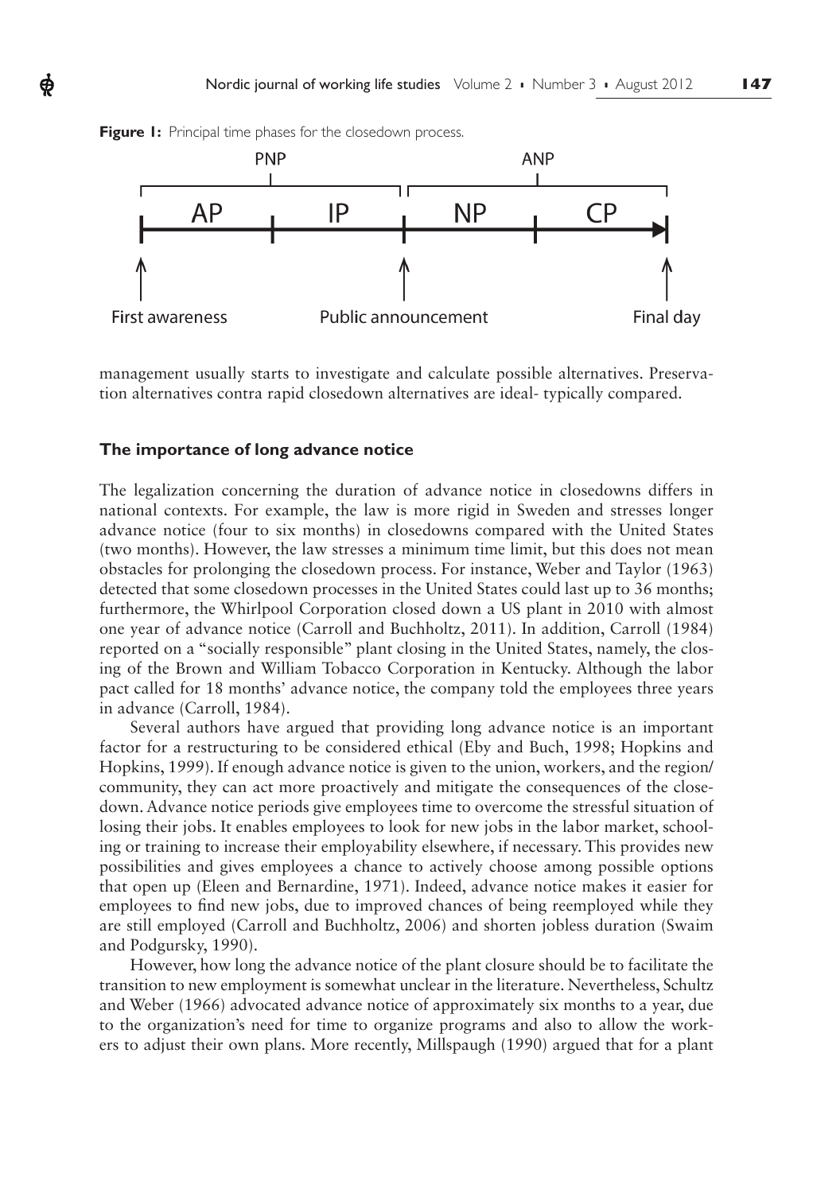**Figure 1:** Principal time phases for the closedown process.

management usually starts to investigate and calculate possible alternatives. Preservation alternatives contra rapid closedown alternatives are ideal- typically compared.

### The importance of long advance notice

The legalization concerning the duration of advance notice in closedowns differs in national contexts. For example, the law is more rigid in Sweden and stresses longer advance notice (four to six months) in closedowns compared with the United States (two months). However, the law stresses a minimum time limit, but this does not mean obstacles for prolonging the closedown process. For instance, Weber and Taylor (1963) detected that some closedown processes in the United States could last up to 36 months; furthermore, the Whirlpool Corporation closed down a US plant in 2010 with almost one year of advance notice (Carroll and Buchholtz, 2011). In addition, Carroll (1984) reported on a "socially responsible" plant closing in the United States, namely, the closing of the Brown and William Tobacco Corporation in Kentucky. Although the labor pact called for 18 months' advance notice, the company told the employees three years in advance (Carroll, 1984).

Several authors have argued that providing long advance notice is an important factor for a restructuring to be considered ethical (Eby and Buch, 1998; Hopkins and Hopkins, 1999). If enough advance notice is given to the union, workers, and the region/community, they can act more proactively and mitigate the consequences of the closedown. Advance notice periods give employees time to overcome the stressful situation of losing their jobs. It enables employees to look for new jobs in the labor market, schooling or training to increase their employability elsewhere, if necessary. This provides new possibilities and gives employees a chance to actively choose among possible options that open up (Eleen and Bernardine, 1971). Indeed, advance notice makes it easier for employees to find new jobs, due to improved chances of being reemployed while they are still employed (Carroll and Buchholtz, 2006) and shorten jobless duration (Swaim and Podgursky, 1990).

However, how long the advance notice of the plant closure should be to facilitate the transition to new employment is somewhat unclear in the literature. Nevertheless, Schultz and Weber (1966) advocated advance notice of approximately six months to a year, due to the organization's need for time to organize programs and also to allow the workers to adjust their own plans. More recently, Millspaugh (1990) argued that for a plant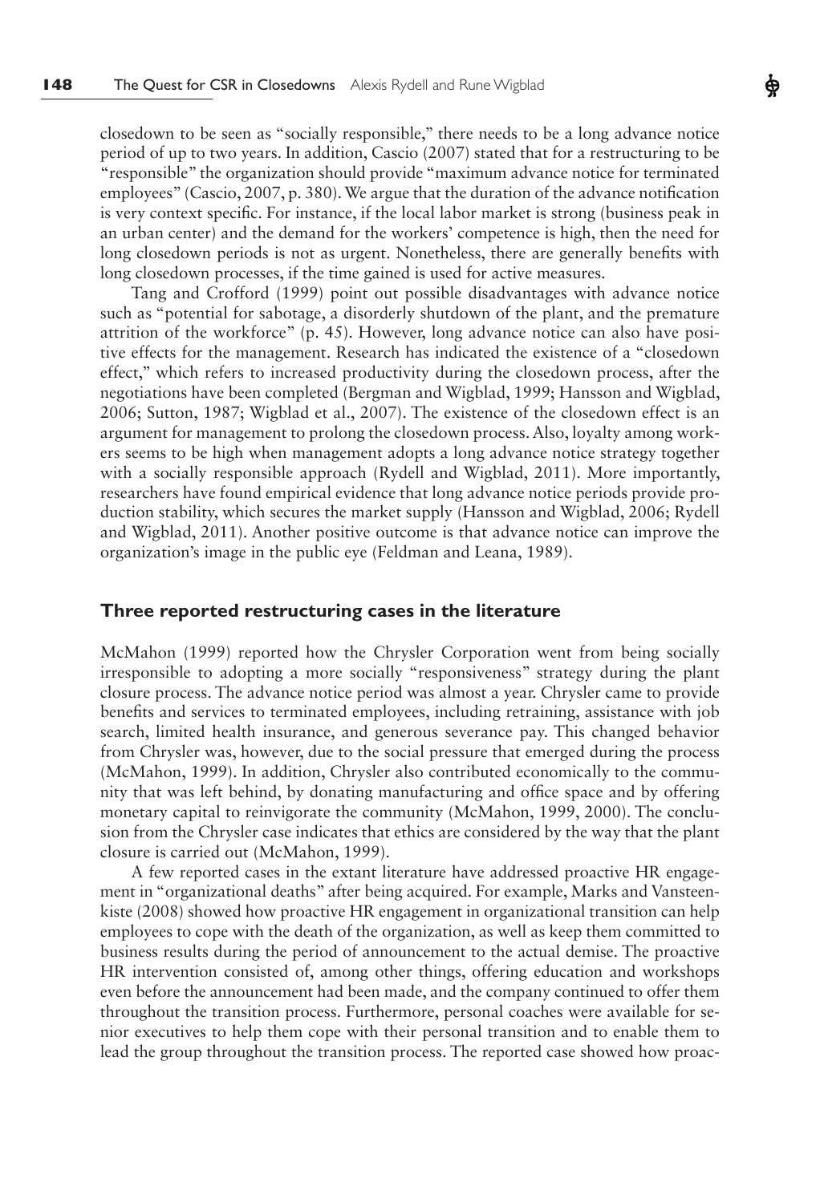closedown to be seen as "socially responsible," there needs to be a long advance notice period of up to two years. In addition, Cascio (2007) stated that for a restructuring to be "responsible" the organization should provide "maximum advance notice for terminated employees" (Cascio, 2007, p. 380). We argue that the duration of the advance notification is very context specific. For instance, if the local labor market is strong (business peak in an urban center) and the demand for the workers' competence is high, then the need for long closedown periods is not as urgent. Nonetheless, there are generally benefits with long closedown processes, if the time gained is used for active measures.

Tang and Crofford (1999) point out possible disadvantages with advance notice such as "potential for sabotage, a disorderly shutdown of the plant, and the premature attrition of the workforce" (p. 45). However, long advance notice can also have positive effects for the management. Research has indicated the existence of a "closedown effect," which refers to increased productivity during the closedown process, after the negotiations have been completed (Bergman and Wigblad, 1999; Hansson and Wigblad, 2006; Sutton, 1987; Wigblad et al., 2007). The existence of the closedown effect is an argument for management to prolong the closedown process. Also, loyalty among workers seems to be high when management adopts a long advance notice strategy together with a socially responsible approach (Rydell and Wigblad, 2011). More importantly, researchers have found empirical evidence that long advance notice periods provide production stability, which secures the market supply (Hansson and Wigblad, 2006; Rydell and Wigblad, 2011). Another positive outcome is that advance notice can improve the organization's image in the public eye (Feldman and Leana, 1989).

## Three reported restructuring cases in the literature

McMahon (1999) reported how the Chrysler Corporation went from being socially irresponsible to adopting a more socially "responsiveness" strategy during the plant closure process. The advance notice period was almost a year. Chrysler came to provide benefits and services to terminated employees, including retraining, assistance with job search, limited health insurance, and generous severance pay. This changed behavior from Chrysler was, however, due to the social pressure that emerged during the process (McMahon, 1999). In addition, Chrysler also contributed economically to the community that was left behind, by donating manufacturing and office space and by offering monetary capital to reinvigorate the community (McMahon, 1999, 2000). The conclusion from the Chrysler case indicates that ethics are considered by the way that the plant closure is carried out (McMahon, 1999).

A few reported cases in the extant literature have addressed proactive HR engagement in "organizational deaths" after being acquired. For example, Marks and Vansteenkiste (2008) showed how proactive HR engagement in organizational transition can help employees to cope with the death of the organization, as well as keep them committed to business results during the period of announcement to the actual demise. The proactive HR intervention consisted of, among other things, offering education and workshops even before the announcement had been made, and the company continued to offer them throughout the transition process. Furthermore, personal coaches were available for senior executives to help them cope with their personal transition and to enable them to lead the group throughout the transition process. The reported case showed how proac-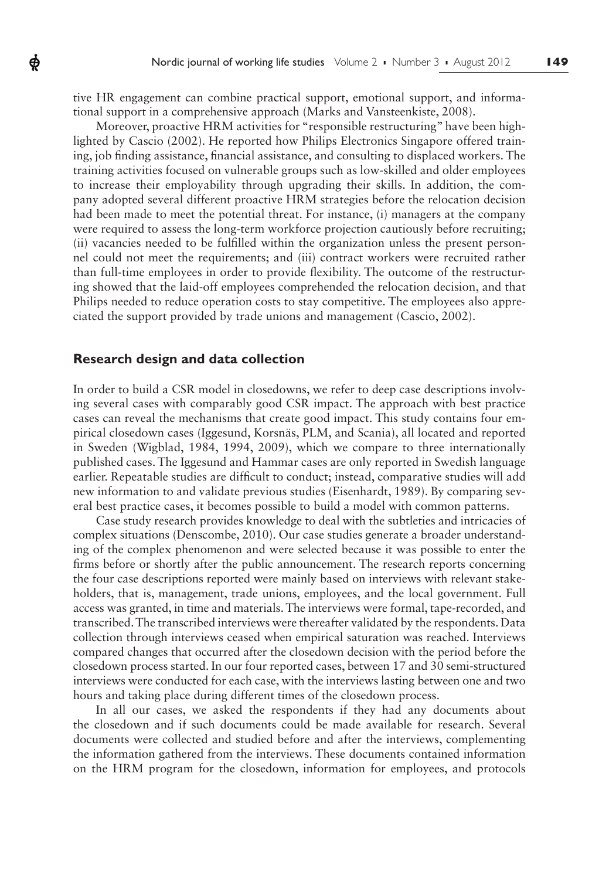tive HR engagement can combine practical support, emotional support, and informational support in a comprehensive approach (Marks and Vansteenkiste, 2008).

Moreover, proactive HRM activities for "responsible restructuring" have been highlighted by Cascio (2002). He reported how Philips Electronics Singapore offered training, job finding assistance, financial assistance, and consulting to displaced workers. The training activities focused on vulnerable groups such as low-skilled and older employees to increase their employability through upgrading their skills. In addition, the company adopted several different proactive HRM strategies before the relocation decision had been made to meet the potential threat. For instance, (i) managers at the company were required to assess the long-term workforce projection cautiously before recruiting; (ii) vacancies needed to be fulfilled within the organization unless the present personnel could not meet the requirements; and (iii) contract workers were recruited rather than full-time employees in order to provide flexibility. The outcome of the restructuring showed that the laid-off employees comprehended the relocation decision, and that Philips needed to reduce operation costs to stay competitive. The employees also appreciated the support provided by trade unions and management (Cascio, 2002).

## Research design and data collection

In order to build a CSR model in closedowns, we refer to deep case descriptions involving several cases with comparably good CSR impact. The approach with best practice cases can reveal the mechanisms that create good impact. This study contains four empirical closedown cases (Iggesund, Korsnäs, PLM, and Scania), all located and reported in Sweden (Wigblad, 1984, 1994, 2009), which we compare to three internationally published cases. The Iggesund and Hammar cases are only reported in Swedish language earlier. Repeatable studies are difficult to conduct; instead, comparative studies will add new information to and validate previous studies (Eisenhardt, 1989). By comparing several best practice cases, it becomes possible to build a model with common patterns.

Case study research provides knowledge to deal with the subtleties and intricacies of complex situations (Denscombe, 2010). Our case studies generate a broader understanding of the complex phenomenon and were selected because it was possible to enter the firms before or shortly after the public announcement. The research reports concerning the four case descriptions reported were mainly based on interviews with relevant stakeholders, that is, management, trade unions, employees, and the local government. Full access was granted, in time and materials. The interviews were formal, tape-recorded, and transcribed. The transcribed interviews were thereafter validated by the respondents. Data collection through interviews ceased when empirical saturation was reached. Interviews compared changes that occurred after the closedown decision with the period before the closedown process started. In our four reported cases, between 17 and 30 semi-structured interviews were conducted for each case, with the interviews lasting between one and two hours and taking place during different times of the closedown process.

In all our cases, we asked the respondents if they had any documents about the closedown and if such documents could be made available for research. Several documents were collected and studied before and after the interviews, complementing the information gathered from the interviews. These documents contained information on the HRM program for the closedown, information for employees, and protocols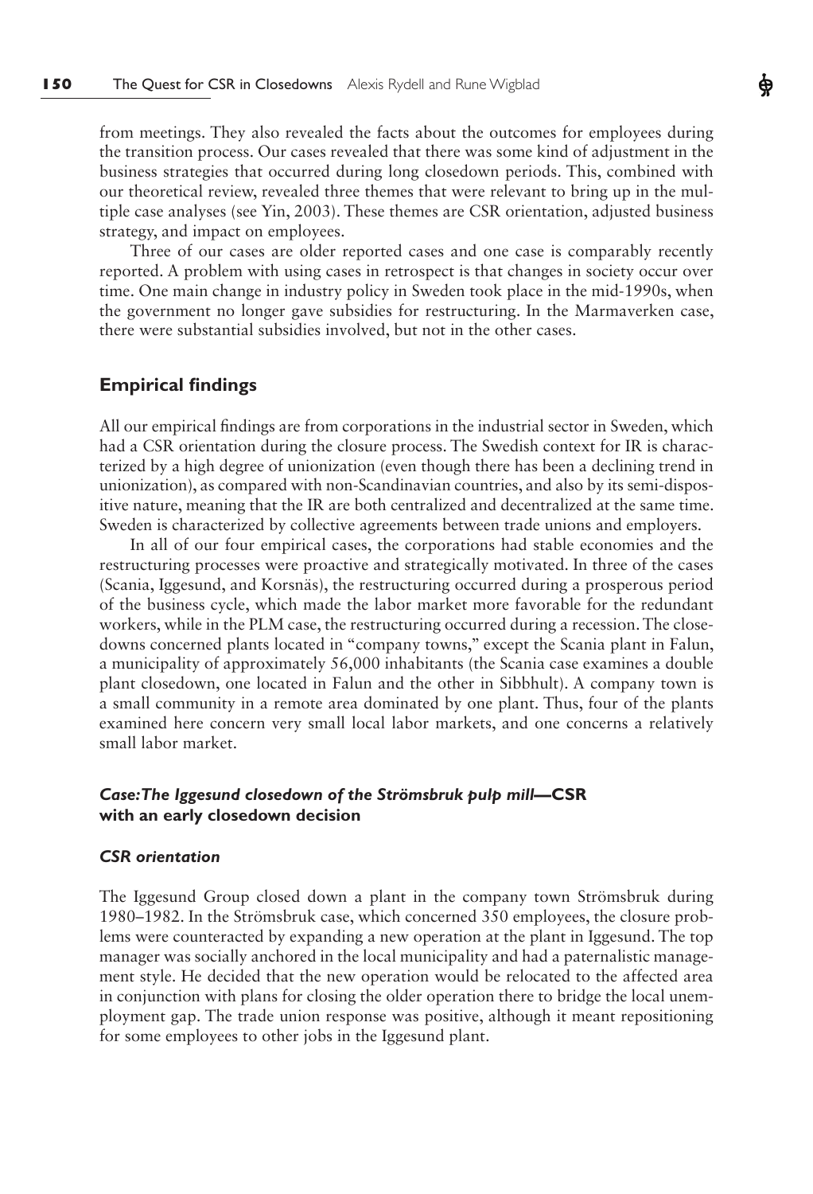from meetings. They also revealed the facts about the outcomes for employees during the transition process. Our cases revealed that there was some kind of adjustment in the business strategies that occurred during long closedown periods. This, combined with our theoretical review, revealed three themes that were relevant to bring up in the multiple case analyses (see Yin, 2003). These themes are CSR orientation, adjusted business strategy, and impact on employees.

Three of our cases are older reported cases and one case is comparably recently reported. A problem with using cases in retrospect is that changes in society occur over time. One main change in industry policy in Sweden took place in the mid-1990s, when the government no longer gave subsidies for restructuring. In the Marmaverken case, there were substantial subsidies involved, but not in the other cases.

## Empirical findings

All our empirical findings are from corporations in the industrial sector in Sweden, which had a CSR orientation during the closure process. The Swedish context for IR is characterized by a high degree of unionization (even though there has been a declining trend in unionization), as compared with non-Scandinavian countries, and also by its semi-dispositive nature, meaning that the IR are both centralized and decentralized at the same time. Sweden is characterized by collective agreements between trade unions and employers.

In all of our four empirical cases, the corporations had stable economies and the restructuring processes were proactive and strategically motivated. In three of the cases (Scania, Iggesund, and Korsnäs), the restructuring occurred during a prosperous period of the business cycle, which made the labor market more favorable for the redundant workers, while in the PLM case, the restructuring occurred during a recession. The closedowns concerned plants located in "company towns," except the Scania plant in Falun, a municipality of approximately 56,000 inhabitants (the Scania case examines a double plant closedown, one located in Falun and the other in Sibbhult). A company town is a small community in a remote area dominated by one plant. Thus, four of the plants examined here concern very small local labor markets, and one concerns a relatively small labor market.

### *Case: The Iggesund closedown of the Strömsbruk pulp mill*—CSR with an early closedown decision

#### *CSR orientation*

The Iggesund Group closed down a plant in the company town Strömsbruk during 1980–1982. In the Strömsbruk case, which concerned 350 employees, the closure problems were counteracted by expanding a new operation at the plant in Iggesund. The top manager was socially anchored in the local municipality and had a paternalistic management style. He decided that the new operation would be relocated to the affected area in conjunction with plans for closing the older operation there to bridge the local unemployment gap. The trade union response was positive, although it meant repositioning for some employees to other jobs in the Iggesund plant.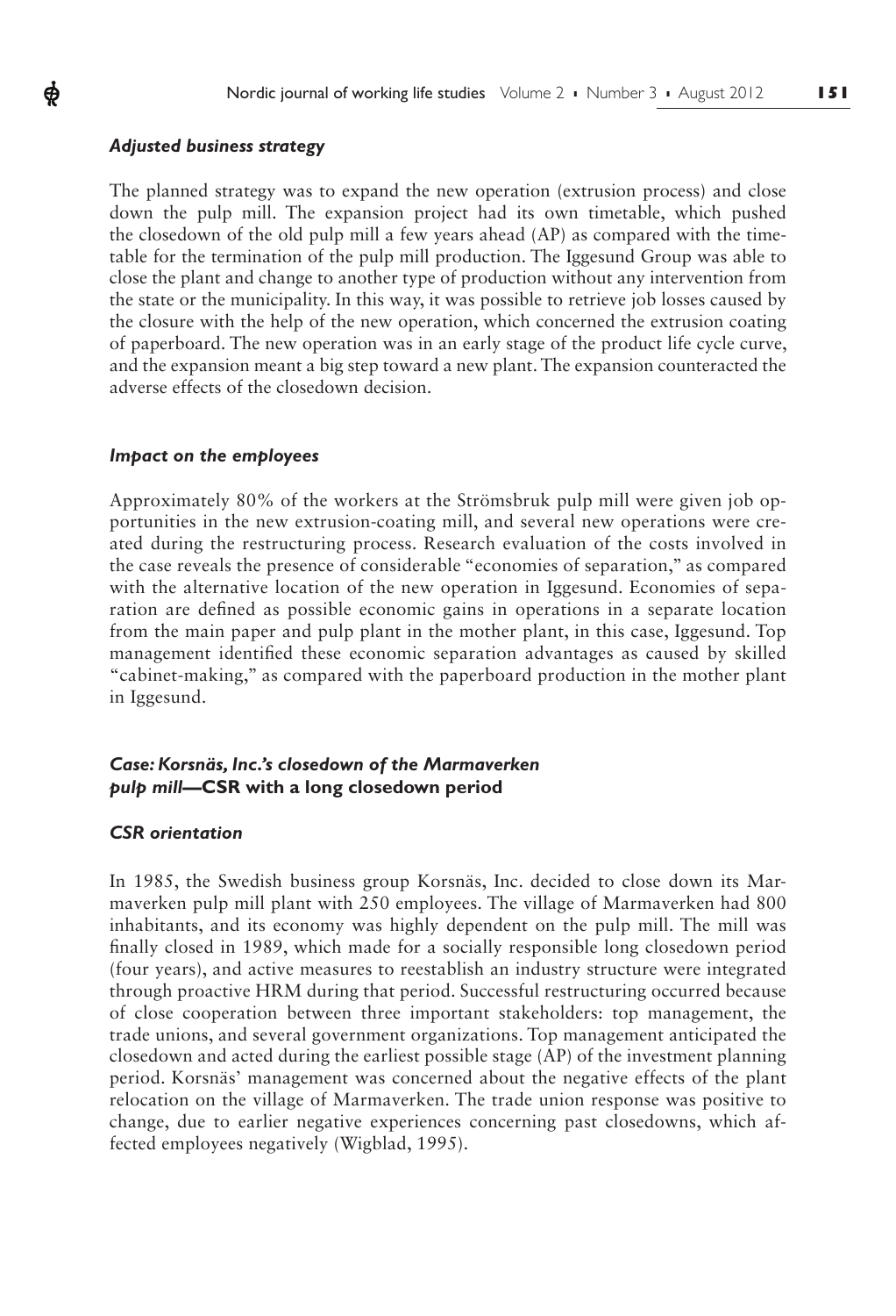### *Adjusted business strategy*

The planned strategy was to expand the new operation (extrusion process) and close down the pulp mill. The expansion project had its own timetable, which pushed the closedown of the old pulp mill a few years ahead (AP) as compared with the timetable for the termination of the pulp mill production. The Iggesund Group was able to close the plant and change to another type of production without any intervention from the state or the municipality. In this way, it was possible to retrieve job losses caused by the closure with the help of the new operation, which concerned the extrusion coating of paperboard. The new operation was in an early stage of the product life cycle curve, and the expansion meant a big step toward a new plant. The expansion counteracted the adverse effects of the closedown decision.

### *Impact on the employees*

Approximately 80% of the workers at the Strömsbruk pulp mill were given job opportunities in the new extrusion-coating mill, and several new operations were created during the restructuring process. Research evaluation of the costs involved in the case reveals the presence of considerable "economies of separation," as compared with the alternative location of the new operation in Iggesund. Economies of separation are defined as possible economic gains in operations in a separate location from the main paper and pulp plant in the mother plant, in this case, Iggesund. Top management identified these economic separation advantages as caused by skilled "cabinet-making," as compared with the paperboard production in the mother plant in Iggesund.

## *Case: Korsnäs, Inc.'s closedown of the Marmaverken pulp mill*—CSR with a long closedown period

### *CSR orientation*

In 1985, the Swedish business group Korsnäs, Inc. decided to close down its Marmaverken pulp mill plant with 250 employees. The village of Marmaverken had 800 inhabitants, and its economy was highly dependent on the pulp mill. The mill was finally closed in 1989, which made for a socially responsible long closedown period (four years), and active measures to reestablish an industry structure were integrated through proactive HRM during that period. Successful restructuring occurred because of close cooperation between three important stakeholders: top management, the trade unions, and several government organizations. Top management anticipated the closedown and acted during the earliest possible stage (AP) of the investment planning period. Korsnäs' management was concerned about the negative effects of the plant relocation on the village of Marmaverken. The trade union response was positive to change, due to earlier negative experiences concerning past closedowns, which affected employees negatively (Wigblad, 1995).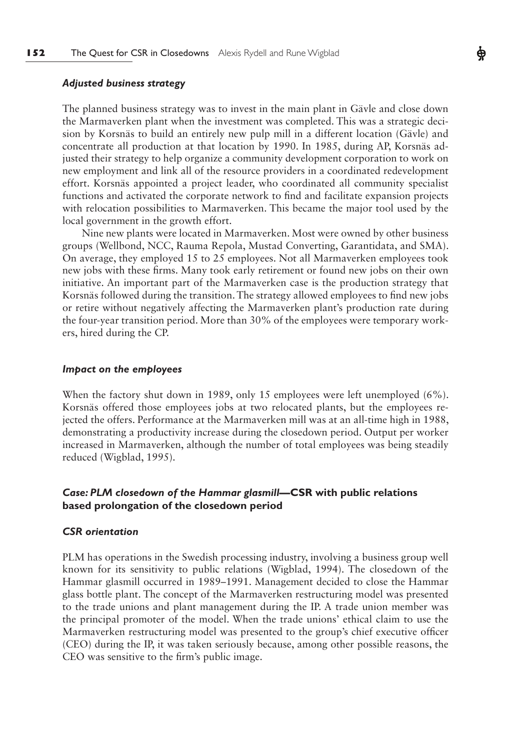### *Adjusted business strategy*

The planned business strategy was to invest in the main plant in Gävle and close down the Marmaverken plant when the investment was completed. This was a strategic decision by Korsnäs to build an entirely new pulp mill in a different location (Gävle) and concentrate all production at that location by 1990. In 1985, during AP, Korsnäs adjusted their strategy to help organize a community development corporation to work on new employment and link all of the resource providers in a coordinated redevelopment effort. Korsnäs appointed a project leader, who coordinated all community specialist functions and activated the corporate network to find and facilitate expansion projects with relocation possibilities to Marmaverken. This became the major tool used by the local government in the growth effort.

Nine new plants were located in Marmaverken. Most were owned by other business groups (Wellbond, NCC, Rauma Repola, Mustad Converting, Garantidata, and SMA). On average, they employed 15 to 25 employees. Not all Marmaverken employees took new jobs with these firms. Many took early retirement or found new jobs on their own initiative. An important part of the Marmaverken case is the production strategy that Korsnäs followed during the transition. The strategy allowed employees to find new jobs or retire without negatively affecting the Marmaverken plant's production rate during the four-year transition period. More than 30% of the employees were temporary workers, hired during the CP.

### *Impact on the employees*

When the factory shut down in 1989, only 15 employees were left unemployed (6%). Korsnäs offered those employees jobs at two relocated plants, but the employees rejected the offers. Performance at the Marmaverken mill was at an all-time high in 1988, demonstrating a productivity increase during the closedown period. Output per worker increased in Marmaverken, although the number of total employees was being steadily reduced (Wigblad, 1995).

## *Case: PLM closedown of the Hammar glasmill***—CSR with public relations based prolongation of the closedown period**

### *CSR orientation*

PLM has operations in the Swedish processing industry, involving a business group well known for its sensitivity to public relations (Wigblad, 1994). The closedown of the Hammar glasmill occurred in 1989–1991. Management decided to close the Hammar glass bottle plant. The concept of the Marmaverken restructuring model was presented to the trade unions and plant management during the IP. A trade union member was the principal promoter of the model. When the trade unions' ethical claim to use the Marmaverken restructuring model was presented to the group's chief executive officer (CEO) during the IP, it was taken seriously because, among other possible reasons, the CEO was sensitive to the firm's public image.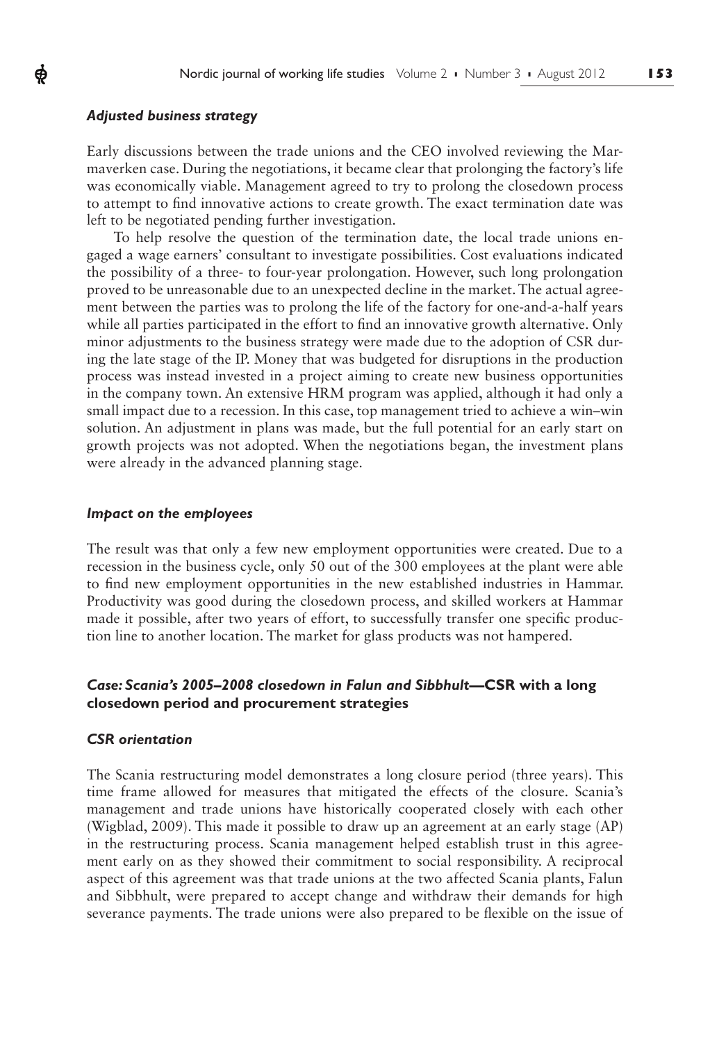### *Adjusted business strategy*

Early discussions between the trade unions and the CEO involved reviewing the Marmaverken case. During the negotiations, it became clear that prolonging the factory's life was economically viable. Management agreed to try to prolong the closedown process to attempt to find innovative actions to create growth. The exact termination date was left to be negotiated pending further investigation.

To help resolve the question of the termination date, the local trade unions engaged a wage earners' consultant to investigate possibilities. Cost evaluations indicated the possibility of a three- to four-year prolongation. However, such long prolongation proved to be unreasonable due to an unexpected decline in the market. The actual agreement between the parties was to prolong the life of the factory for one-and-a-half years while all parties participated in the effort to find an innovative growth alternative. Only minor adjustments to the business strategy were made due to the adoption of CSR during the late stage of the IP. Money that was budgeted for disruptions in the production process was instead invested in a project aiming to create new business opportunities in the company town. An extensive HRM program was applied, although it had only a small impact due to a recession. In this case, top management tried to achieve a win–win solution. An adjustment in plans was made, but the full potential for an early start on growth projects was not adopted. When the negotiations began, the investment plans were already in the advanced planning stage.

### *Impact on the employees*

The result was that only a few new employment opportunities were created. Due to a recession in the business cycle, only 50 out of the 300 employees at the plant were able to find new employment opportunities in the new established industries in Hammar. Productivity was good during the closedown process, and skilled workers at Hammar made it possible, after two years of effort, to successfully transfer one specific production line to another location. The market for glass products was not hampered.

### *Case: Scania's 2005–2008 closedown in Falun and Sibbhult***—CSR with a long closedown period and procurement strategies**

### *CSR orientation*

The Scania restructuring model demonstrates a long closure period (three years). This time frame allowed for measures that mitigated the effects of the closure. Scania's management and trade unions have historically cooperated closely with each other (Wigblad, 2009). This made it possible to draw up an agreement at an early stage (AP) in the restructuring process. Scania management helped establish trust in this agreement early on as they showed their commitment to social responsibility. A reciprocal aspect of this agreement was that trade unions at the two affected Scania plants, Falun and Sibbhult, were prepared to accept change and withdraw their demands for high severance payments. The trade unions were also prepared to be flexible on the issue of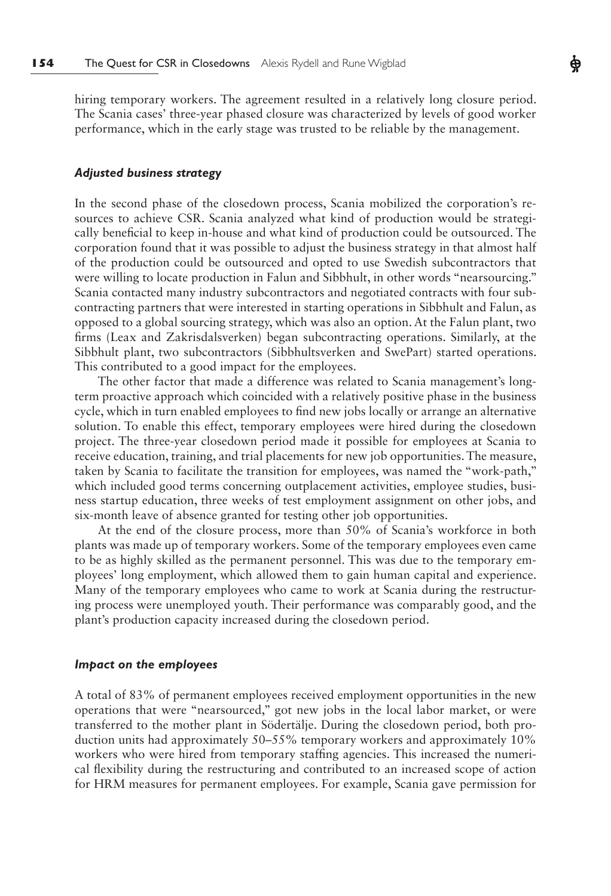hiring temporary workers. The agreement resulted in a relatively long closure period. The Scania cases' three-year phased closure was characterized by levels of good worker performance, which in the early stage was trusted to be reliable by the management.

### *Adjusted business strategy*

In the second phase of the closedown process, Scania mobilized the corporation's resources to achieve CSR. Scania analyzed what kind of production would be strategically beneficial to keep in-house and what kind of production could be outsourced. The corporation found that it was possible to adjust the business strategy in that almost half of the production could be outsourced and opted to use Swedish subcontractors that were willing to locate production in Falun and Sibbhult, in other words "nearsourcing." Scania contacted many industry subcontractors and negotiated contracts with four subcontracting partners that were interested in starting operations in Sibbhult and Falun, as opposed to a global sourcing strategy, which was also an option. At the Falun plant, two firms (Leax and Zakrisdalsverken) began subcontracting operations. Similarly, at the Sibbhult plant, two subcontractors (Sibbhultsverken and SwePart) started operations. This contributed to a good impact for the employees.

The other factor that made a difference was related to Scania management's long-term proactive approach which coincided with a relatively positive phase in the business cycle, which in turn enabled employees to find new jobs locally or arrange an alternative solution. To enable this effect, temporary employees were hired during the closedown project. The three-year closedown period made it possible for employees at Scania to receive education, training, and trial placements for new job opportunities. The measure, taken by Scania to facilitate the transition for employees, was named the "work-path," which included good terms concerning outplacement activities, employee studies, business startup education, three weeks of test employment assignment on other jobs, and six-month leave of absence granted for testing other job opportunities.

At the end of the closure process, more than 50% of Scania's workforce in both plants was made up of temporary workers. Some of the temporary employees even came to be as highly skilled as the permanent personnel. This was due to the temporary employees' long employment, which allowed them to gain human capital and experience. Many of the temporary employees who came to work at Scania during the restructuring process were unemployed youth. Their performance was comparably good, and the plant's production capacity increased during the closedown period.

### *Impact on the employees*

A total of 83% of permanent employees received employment opportunities in the new operations that were "nearsourced," got new jobs in the local labor market, or were transferred to the mother plant in Södertälje. During the closedown period, both production units had approximately 50–55% temporary workers and approximately 10% workers who were hired from temporary staffing agencies. This increased the numerical flexibility during the restructuring and contributed to an increased scope of action for HRM measures for permanent employees. For example, Scania gave permission for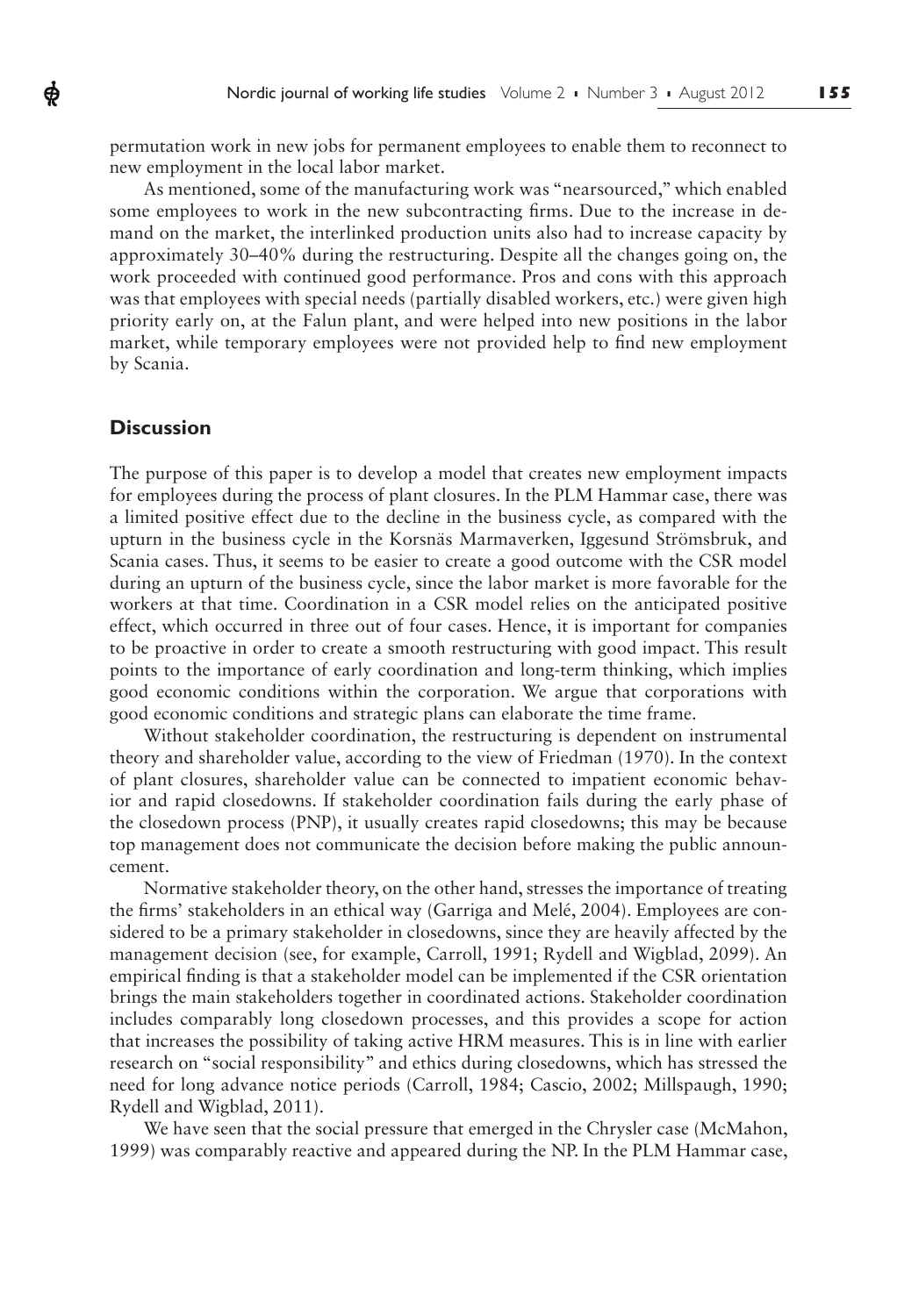permutation work in new jobs for permanent employees to enable them to reconnect to new employment in the local labor market.

As mentioned, some of the manufacturing work was "nearsourced," which enabled some employees to work in the new subcontracting firms. Due to the increase in demand on the market, the interlinked production units also had to increase capacity by approximately 30–40% during the restructuring. Despite all the changes going on, the work proceeded with continued good performance. Pros and cons with this approach was that employees with special needs (partially disabled workers, etc.) were given high priority early on, at the Falun plant, and were helped into new positions in the labor market, while temporary employees were not provided help to find new employment by Scania.

## Discussion

The purpose of this paper is to develop a model that creates new employment impacts for employees during the process of plant closures. In the PLM Hammar case, there was a limited positive effect due to the decline in the business cycle, as compared with the upturn in the business cycle in the Korsnäs Marmaverken, Iggesund Strömsbruk, and Scania cases. Thus, it seems to be easier to create a good outcome with the CSR model during an upturn of the business cycle, since the labor market is more favorable for the workers at that time. Coordination in a CSR model relies on the anticipated positive effect, which occurred in three out of four cases. Hence, it is important for companies to be proactive in order to create a smooth restructuring with good impact. This result points to the importance of early coordination and long-term thinking, which implies good economic conditions within the corporation. We argue that corporations with good economic conditions and strategic plans can elaborate the time frame.

Without stakeholder coordination, the restructuring is dependent on instrumental theory and shareholder value, according to the view of Friedman (1970). In the context of plant closures, shareholder value can be connected to impatient economic behavior and rapid closedowns. If stakeholder coordination fails during the early phase of the closedown process (PNP), it usually creates rapid closedowns; this may be because top management does not communicate the decision before making the public announcement.

Normative stakeholder theory, on the other hand, stresses the importance of treating the firms' stakeholders in an ethical way (Garriga and Melé, 2004). Employees are considered to be a primary stakeholder in closedowns, since they are heavily affected by the management decision (see, for example, Carroll, 1991; Rydell and Wigblad, 2099). An empirical finding is that a stakeholder model can be implemented if the CSR orientation brings the main stakeholders together in coordinated actions. Stakeholder coordination includes comparably long closedown processes, and this provides a scope for action that increases the possibility of taking active HRM measures. This is in line with earlier research on "social responsibility" and ethics during closedowns, which has stressed the need for long advance notice periods (Carroll, 1984; Cascio, 2002; Millspaugh, 1990; Rydell and Wigblad, 2011).

We have seen that the social pressure that emerged in the Chrysler case (McMahon, 1999) was comparably reactive and appeared during the NP. In the PLM Hammar case,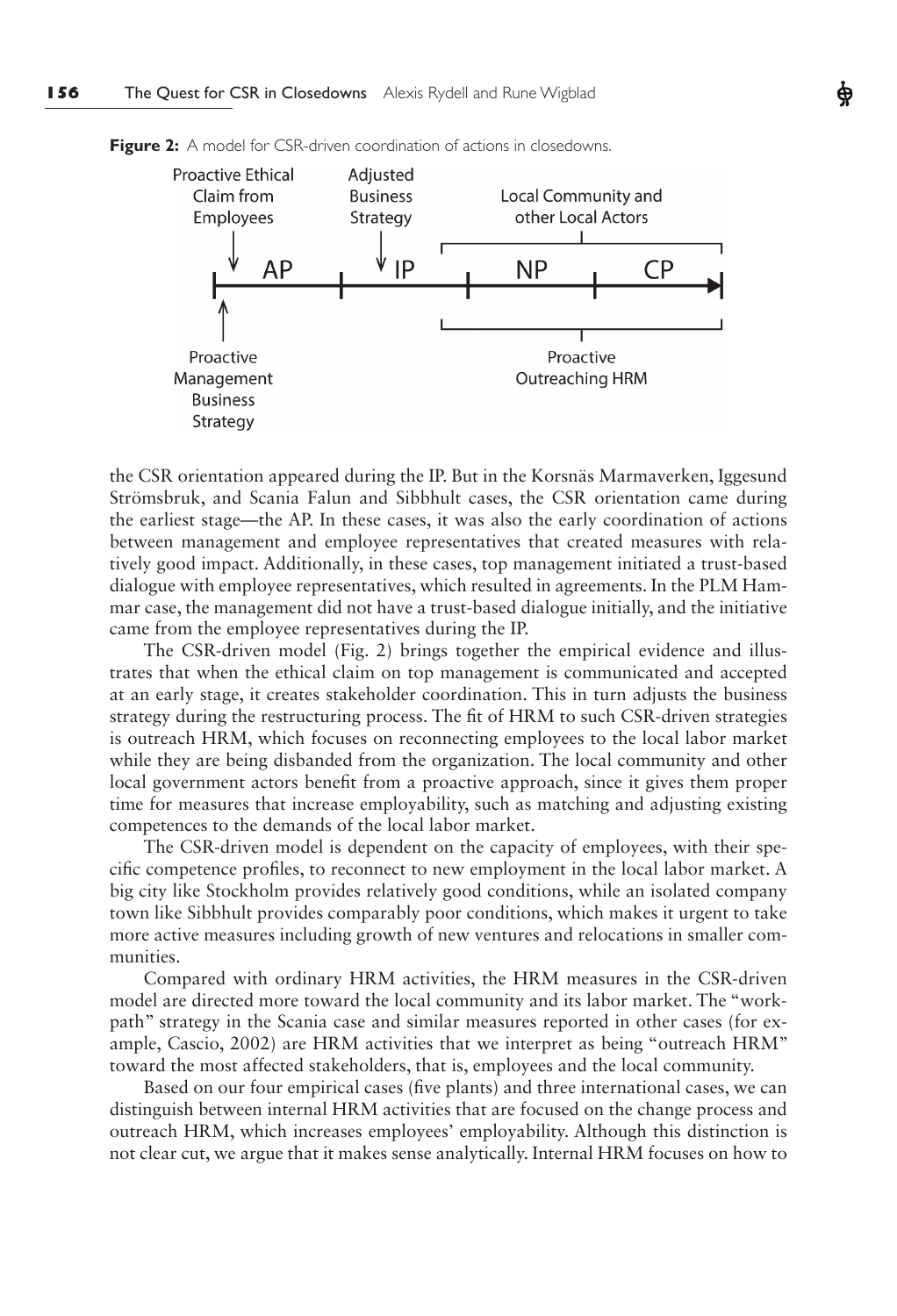**Figure 2:** A model for CSR-driven coordination of actions in closedowns.

Proactive Ethical Claim from Employees | Adjusted Business Strategy | Local Community and other Local Actors

AP | IP | NP | CP

Proactive Management Business Strategy | Proactive Outreaching HRM

the CSR orientation appeared during the IP. But in the Korsnäs Marmaverken, Iggesund Strömsbruk, and Scania Falun and Sibbhult cases, the CSR orientation came during the earliest stage—the AP. In these cases, it was also the early coordination of actions between management and employee representatives that created measures with relatively good impact. Additionally, in these cases, top management initiated a trust-based dialogue with employee representatives, which resulted in agreements. In the PLM Hammar case, the management did not have a trust-based dialogue initially, and the initiative came from the employee representatives during the IP.

The CSR-driven model (Fig. 2) brings together the empirical evidence and illustrates that when the ethical claim on top management is communicated and accepted at an early stage, it creates stakeholder coordination. This in turn adjusts the business strategy during the restructuring process. The fit of HRM to such CSR-driven strategies is outreach HRM, which focuses on reconnecting employees to the local labor market while they are being disbanded from the organization. The local community and other local government actors benefit from a proactive approach, since it gives them proper time for measures that increase employability, such as matching and adjusting existing competences to the demands of the local labor market.

The CSR-driven model is dependent on the capacity of employees, with their specific competence profiles, to reconnect to new employment in the local labor market. A big city like Stockholm provides relatively good conditions, while an isolated company town like Sibbhult provides comparably poor conditions, which makes it urgent to take more active measures including growth of new ventures and relocations in smaller communities.

Compared with ordinary HRM activities, the HRM measures in the CSR-driven model are directed more toward the local community and its labor market. The "workpath" strategy in the Scania case and similar measures reported in other cases (for example, Cascio, 2002) are HRM activities that we interpret as being "outreach HRM" toward the most affected stakeholders, that is, employees and the local community.

Based on our four empirical cases (five plants) and three international cases, we can distinguish between internal HRM activities that are focused on the change process and outreach HRM, which increases employees' employability. Although this distinction is not clear cut, we argue that it makes sense analytically. Internal HRM focuses on how to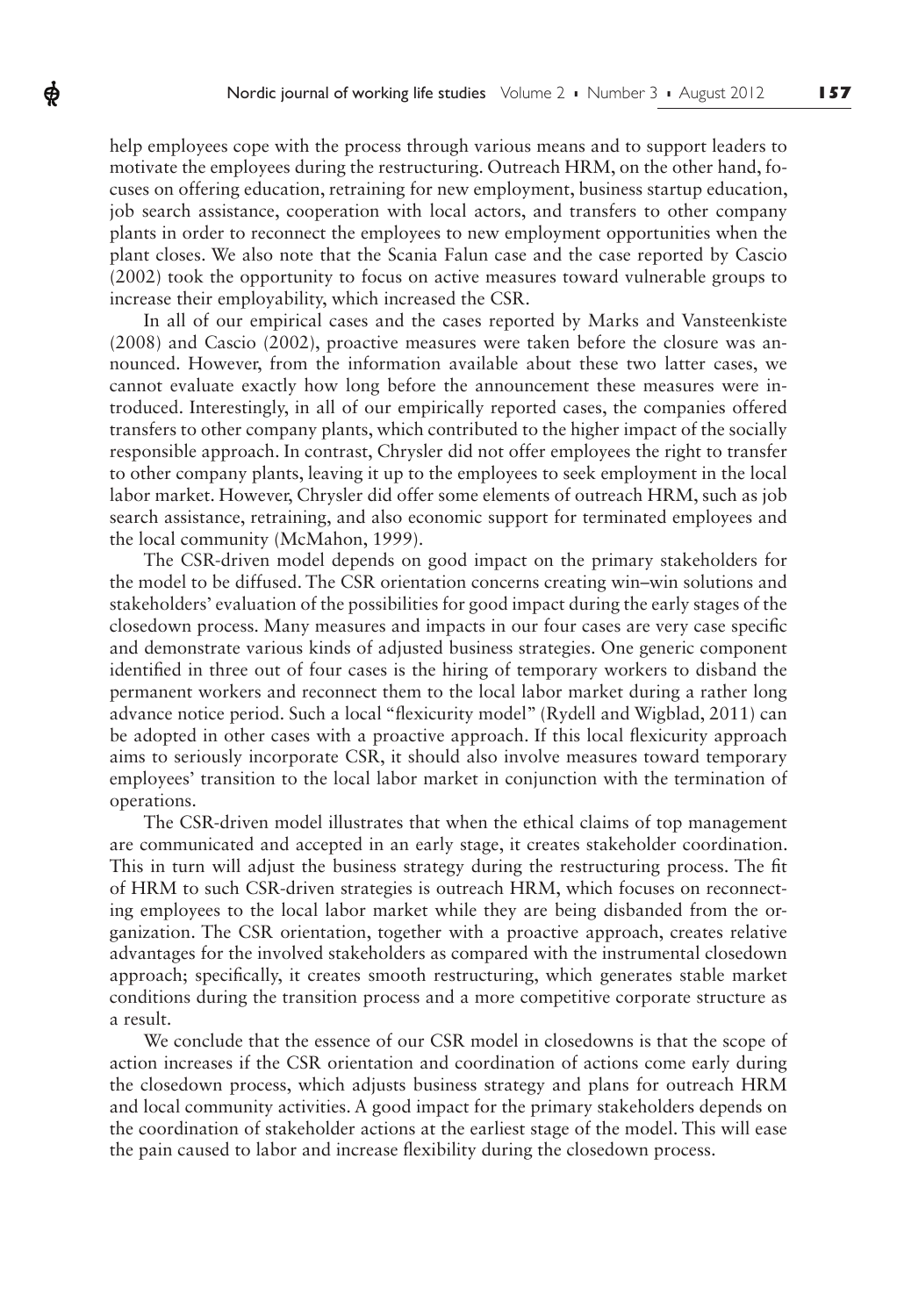help employees cope with the process through various means and to support leaders to motivate the employees during the restructuring. Outreach HRM, on the other hand, focuses on offering education, retraining for new employment, business startup education, job search assistance, cooperation with local actors, and transfers to other company plants in order to reconnect the employees to new employment opportunities when the plant closes. We also note that the Scania Falun case and the case reported by Cascio (2002) took the opportunity to focus on active measures toward vulnerable groups to increase their employability, which increased the CSR.

In all of our empirical cases and the cases reported by Marks and Vansteenkiste (2008) and Cascio (2002), proactive measures were taken before the closure was announced. However, from the information available about these two latter cases, we cannot evaluate exactly how long before the announcement these measures were introduced. Interestingly, in all of our empirically reported cases, the companies offered transfers to other company plants, which contributed to the higher impact of the socially responsible approach. In contrast, Chrysler did not offer employees the right to transfer to other company plants, leaving it up to the employees to seek employment in the local labor market. However, Chrysler did offer some elements of outreach HRM, such as job search assistance, retraining, and also economic support for terminated employees and the local community (McMahon, 1999).

The CSR-driven model depends on good impact on the primary stakeholders for the model to be diffused. The CSR orientation concerns creating win–win solutions and stakeholders' evaluation of the possibilities for good impact during the early stages of the closedown process. Many measures and impacts in our four cases are very case specific and demonstrate various kinds of adjusted business strategies. One generic component identified in three out of four cases is the hiring of temporary workers to disband the permanent workers and reconnect them to the local labor market during a rather long advance notice period. Such a local "flexicurity model" (Rydell and Wigblad, 2011) can be adopted in other cases with a proactive approach. If this local flexicurity approach aims to seriously incorporate CSR, it should also involve measures toward temporary employees' transition to the local labor market in conjunction with the termination of operations.

The CSR-driven model illustrates that when the ethical claims of top management are communicated and accepted in an early stage, it creates stakeholder coordination. This in turn will adjust the business strategy during the restructuring process. The fit of HRM to such CSR-driven strategies is outreach HRM, which focuses on reconnecting employees to the local labor market while they are being disbanded from the organization. The CSR orientation, together with a proactive approach, creates relative advantages for the involved stakeholders as compared with the instrumental closedown approach; specifically, it creates smooth restructuring, which generates stable market conditions during the transition process and a more competitive corporate structure as a result.

We conclude that the essence of our CSR model in closedowns is that the scope of action increases if the CSR orientation and coordination of actions come early during the closedown process, which adjusts business strategy and plans for outreach HRM and local community activities. A good impact for the primary stakeholders depends on the coordination of stakeholder actions at the earliest stage of the model. This will ease the pain caused to labor and increase flexibility during the closedown process.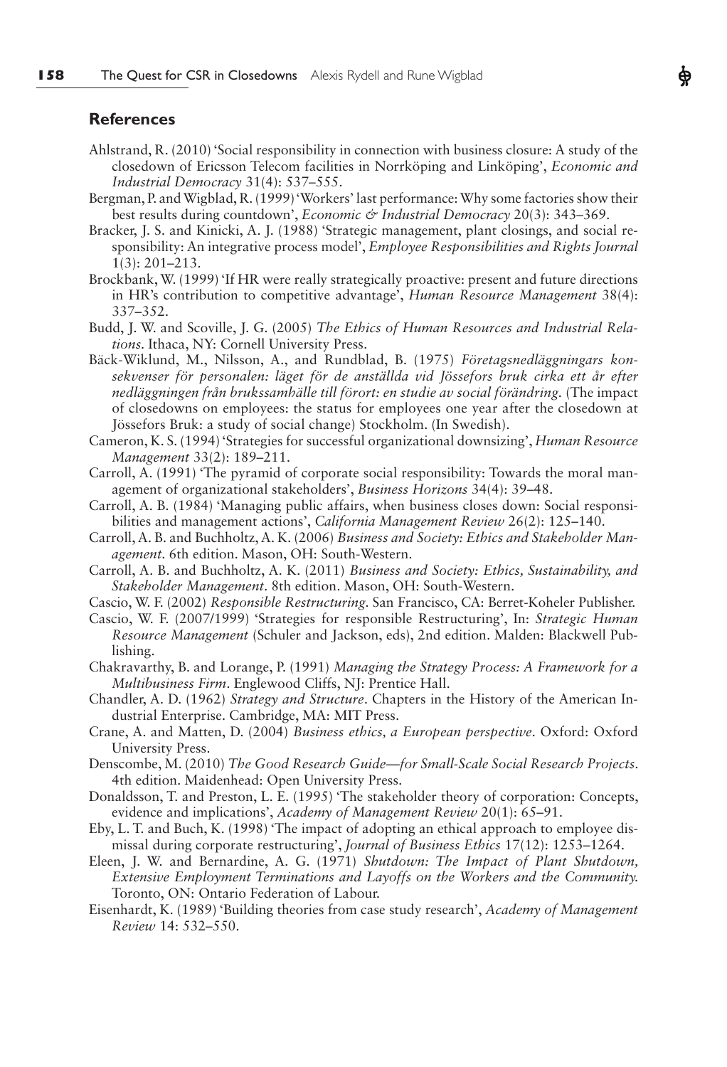## References

Ahlstrand, R. (2010) 'Social responsibility in connection with business closure: A study of the closedown of Ericsson Telecom facilities in Norrköping and Linköping', *Economic and Industrial Democracy* 31(4): 537–555.

Bergman, P. and Wigblad, R. (1999) 'Workers' last performance: Why some factories show their best results during countdown', *Economic & Industrial Democracy* 20(3): 343–369.

Bracker, J. S. and Kinicki, A. J. (1988) 'Strategic management, plant closings, and social responsibility: An integrative process model', *Employee Responsibilities and Rights Journal* 1(3): 201–213.

Brockbank, W. (1999) 'If HR were really strategically proactive: present and future directions in HR's contribution to competitive advantage', *Human Resource Management* 38(4): 337–352.

Budd, J. W. and Scoville, J. G. (2005) *The Ethics of Human Resources and Industrial Relations*. Ithaca, NY: Cornell University Press.

Bäck-Wiklund, M., Nilsson, A., and Rundblad, B. (1975) *Företagsnedläggningars konsekvenser för personalen: läget för de anställda vid Jössefors bruk cirka ett år efter nedläggningen från brukssamhälle till förort: en studie av social förändring.* (The impact of closedowns on employees: the status for employees one year after the closedown at Jössefors Bruk: a study of social change) Stockholm. (In Swedish).

Cameron, K. S. (1994) 'Strategies for successful organizational downsizing', *Human Resource Management* 33(2): 189–211.

Carroll, A. (1991) 'The pyramid of corporate social responsibility: Towards the moral management of organizational stakeholders', *Business Horizons* 34(4): 39–48.

Carroll, A. B. (1984) 'Managing public affairs, when business closes down: Social responsibilities and management actions', *California Management Review* 26(2): 125–140.

Carroll, A. B. and Buchholtz, A. K. (2006) *Business and Society: Ethics and Stakeholder Management*. 6th edition. Mason, OH: South-Western.

Carroll, A. B. and Buchholtz, A. K. (2011) *Business and Society: Ethics, Sustainability, and Stakeholder Management*. 8th edition. Mason, OH: South-Western.

Cascio, W. F. (2002) *Responsible Restructuring*. San Francisco, CA: Berret-Koheler Publisher.

Cascio, W. F. (2007/1999) 'Strategies for responsible Restructuring', In: *Strategic Human Resource Management* (Schuler and Jackson, eds), 2nd edition. Malden: Blackwell Publishing.

Chakravarthy, B. and Lorange, P. (1991) *Managing the Strategy Process: A Framework for a Multibusiness Firm*. Englewood Cliffs, NJ: Prentice Hall.

Chandler, A. D. (1962) *Strategy and Structure*. Chapters in the History of the American Industrial Enterprise. Cambridge, MA: MIT Press.

Crane, A. and Matten, D. (2004) *Business ethics, a European perspective*. Oxford: Oxford University Press.

Denscombe, M. (2010) *The Good Research Guide—for Small-Scale Social Research Projects*. 4th edition. Maidenhead: Open University Press.

Donaldsson, T. and Preston, L. E. (1995) 'The stakeholder theory of corporation: Concepts, evidence and implications', *Academy of Management Review* 20(1): 65–91.

Eby, L. T. and Buch, K. (1998) 'The impact of adopting an ethical approach to employee dismissal during corporate restructuring', *Journal of Business Ethics* 17(12): 1253–1264.

Eleen, J. W. and Bernardine, A. G. (1971) *Shutdown: The Impact of Plant Shutdown, Extensive Employment Terminations and Layoffs on the Workers and the Community.* Toronto, ON: Ontario Federation of Labour.

Eisenhardt, K. (1989) 'Building theories from case study research', *Academy of Management Review* 14: 532–550.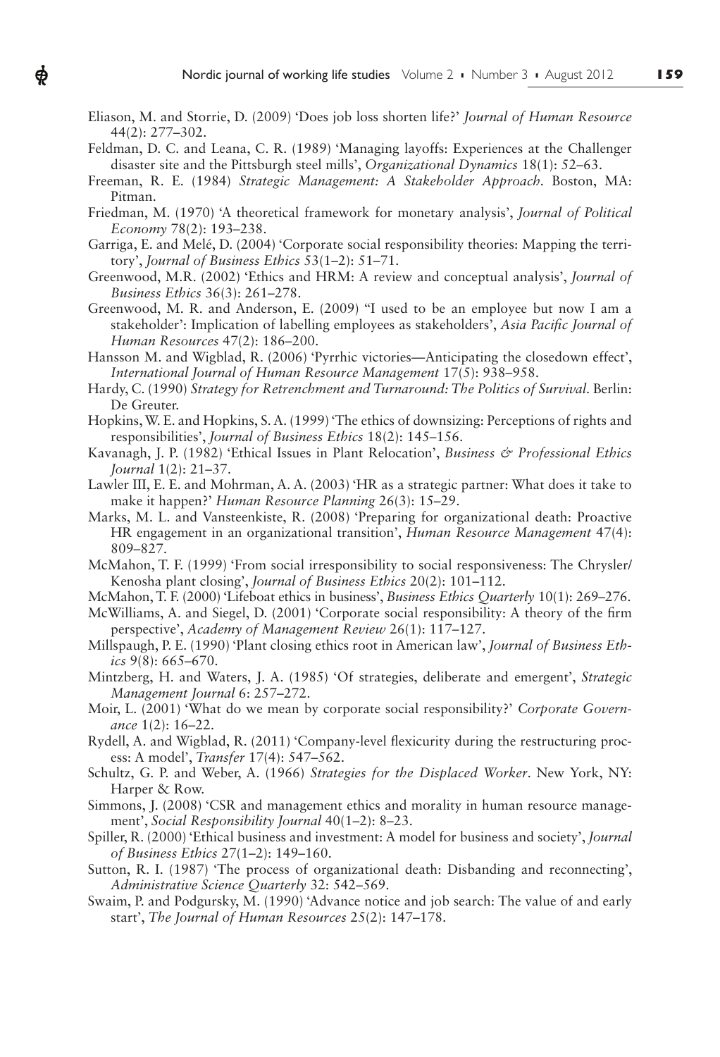Eliason, M. and Storrie, D. (2009) 'Does job loss shorten life?' *Journal of Human Resource* 44(2): 277–302.

Feldman, D. C. and Leana, C. R. (1989) 'Managing layoffs: Experiences at the Challenger disaster site and the Pittsburgh steel mills', *Organizational Dynamics* 18(1): 52–63.

Freeman, R. E. (1984) *Strategic Management: A Stakeholder Approach*. Boston, MA: Pitman.

Friedman, M. (1970) 'A theoretical framework for monetary analysis', *Journal of Political Economy* 78(2): 193–238.

Garriga, E. and Melé, D. (2004) 'Corporate social responsibility theories: Mapping the territory', *Journal of Business Ethics* 53(1–2): 51–71.

Greenwood, M.R. (2002) 'Ethics and HRM: A review and conceptual analysis', *Journal of Business Ethics* 36(3): 261–278.

Greenwood, M. R. and Anderson, E. (2009) "I used to be an employee but now I am a stakeholder': Implication of labelling employees as stakeholders', *Asia Pacific Journal of Human Resources* 47(2): 186–200.

Hansson M. and Wigblad, R. (2006) 'Pyrrhic victories—Anticipating the closedown effect', *International Journal of Human Resource Management* 17(5): 938–958.

Hardy, C. (1990) *Strategy for Retrenchment and Turnaround: The Politics of Survival*. Berlin: De Greuter.

Hopkins, W. E. and Hopkins, S. A. (1999) 'The ethics of downsizing: Perceptions of rights and responsibilities', *Journal of Business Ethics* 18(2): 145–156.

Kavanagh, J. P. (1982) 'Ethical Issues in Plant Relocation', *Business & Professional Ethics Journal* 1(2): 21–37.

Lawler III, E. E. and Mohrman, A. A. (2003) 'HR as a strategic partner: What does it take to make it happen?' *Human Resource Planning* 26(3): 15–29.

Marks, M. L. and Vansteenkiste, R. (2008) 'Preparing for organizational death: Proactive HR engagement in an organizational transition', *Human Resource Management* 47(4): 809–827.

McMahon, T. F. (1999) 'From social irresponsibility to social responsiveness: The Chrysler/Kenosha plant closing', *Journal of Business Ethics* 20(2): 101–112.

McMahon, T. F. (2000) 'Lifeboat ethics in business', *Business Ethics Quarterly* 10(1): 269–276.

McWilliams, A. and Siegel, D. (2001) 'Corporate social responsibility: A theory of the firm perspective', *Academy of Management Review* 26(1): 117–127.

Millspaugh, P. E. (1990) 'Plant closing ethics root in American law', *Journal of Business Ethics* 9(8): 665–670.

Mintzberg, H. and Waters, J. A. (1985) 'Of strategies, deliberate and emergent', *Strategic Management Journal* 6: 257–272.

Moir, L. (2001) 'What do we mean by corporate social responsibility?' *Corporate Governance* 1(2): 16–22.

Rydell, A. and Wigblad, R. (2011) 'Company-level flexicurity during the restructuring process: A model', *Transfer* 17(4): 547–562.

Schultz, G. P. and Weber, A. (1966) *Strategies for the Displaced Worker*. New York, NY: Harper & Row.

Simmons, J. (2008) 'CSR and management ethics and morality in human resource management', *Social Responsibility Journal* 40(1–2): 8–23.

Spiller, R. (2000) 'Ethical business and investment: A model for business and society', *Journal of Business Ethics* 27(1–2): 149–160.

Sutton, R. I. (1987) 'The process of organizational death: Disbanding and reconnecting', *Administrative Science Quarterly* 32: 542–569.

Swaim, P. and Podgursky, M. (1990) 'Advance notice and job search: The value of and early start', *The Journal of Human Resources* 25(2): 147–178.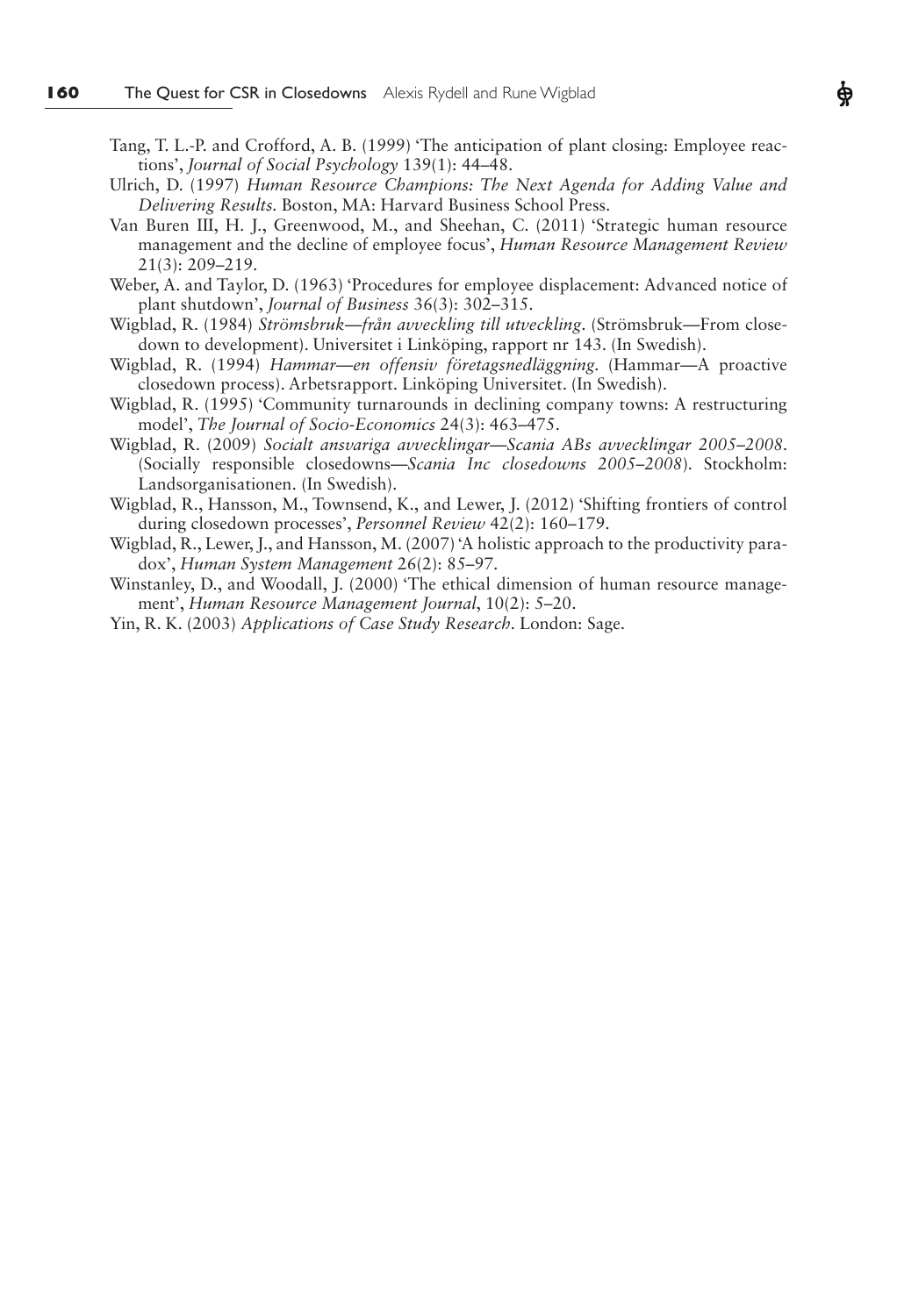Tang, T. L.-P. and Crofford, A. B. (1999) 'The anticipation of plant closing: Employee reactions', *Journal of Social Psychology* 139(1): 44–48.

Ulrich, D. (1997) *Human Resource Champions: The Next Agenda for Adding Value and Delivering Results*. Boston, MA: Harvard Business School Press.

Van Buren III, H. J., Greenwood, M., and Sheehan, C. (2011) 'Strategic human resource management and the decline of employee focus', *Human Resource Management Review* 21(3): 209–219.

Weber, A. and Taylor, D. (1963) 'Procedures for employee displacement: Advanced notice of plant shutdown', *Journal of Business* 36(3): 302–315.

Wigblad, R. (1984) *Strömsbruk—från avveckling till utveckling*. (Strömsbruk—From closedown to development). Universitet i Linköping, rapport nr 143. (In Swedish).

Wigblad, R. (1994) *Hammar—en offensiv företagsnedläggning*. (Hammar—A proactive closedown process). Arbetsrapport. Linköping Universitet. (In Swedish).

Wigblad, R. (1995) 'Community turnarounds in declining company towns: A restructuring model', *The Journal of Socio-Economics* 24(3): 463–475.

Wigblad, R. (2009) *Socialt ansvariga avvecklingar—Scania ABs avvecklingar 2005–2008*. (Socially responsible closedowns—*Scania Inc closedowns 2005–2008*). Stockholm: Landsorganisationen. (In Swedish).

Wigblad, R., Hansson, M., Townsend, K., and Lewer, J. (2012) 'Shifting frontiers of control during closedown processes', *Personnel Review* 42(2): 160–179.

Wigblad, R., Lewer, J., and Hansson, M. (2007) 'A holistic approach to the productivity paradox', *Human System Management* 26(2): 85–97.

Winstanley, D., and Woodall, J. (2000) 'The ethical dimension of human resource management', *Human Resource Management Journal*, 10(2): 5–20.

Yin, R. K. (2003) *Applications of Case Study Research*. London: Sage.